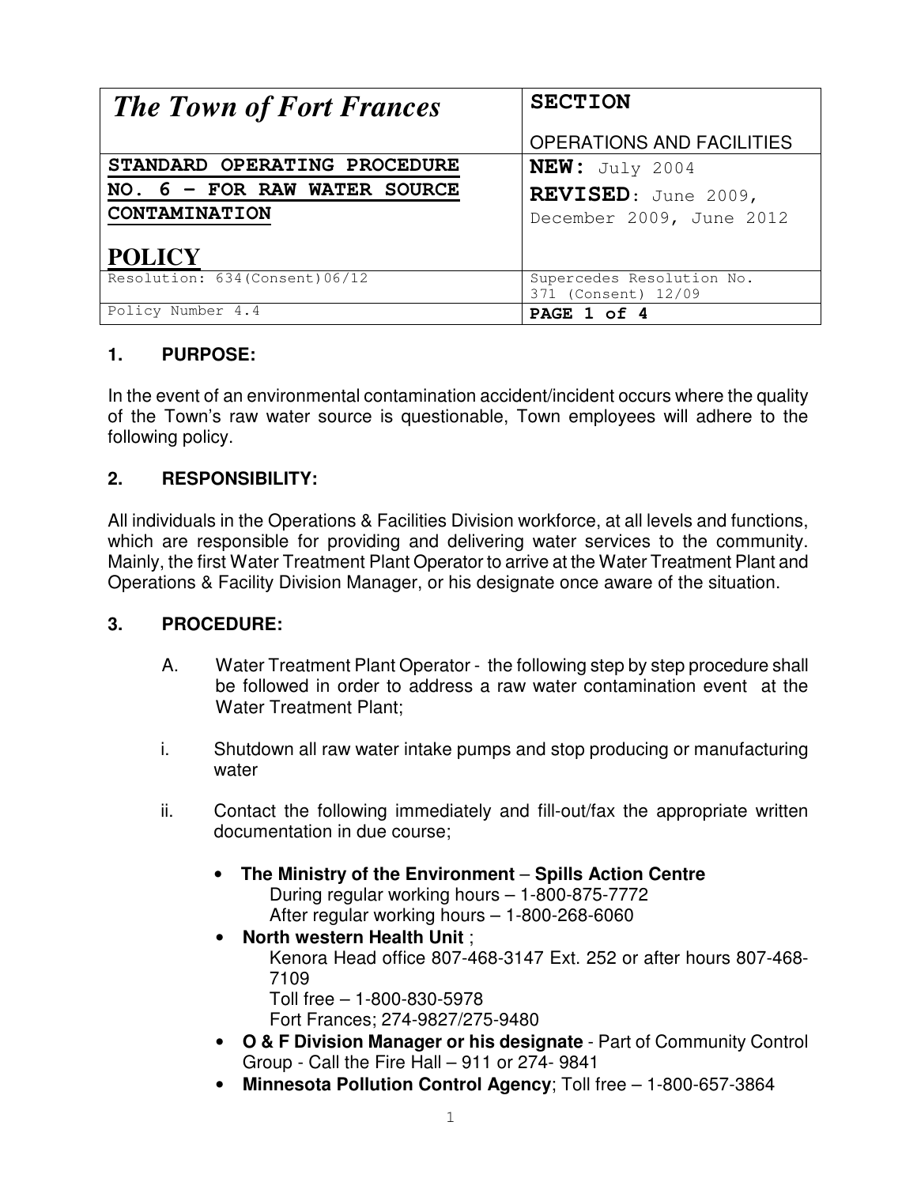| *The Town of Fort Frances* | **SECTION**<br><br>OPERATIONS AND FACILITIES |
|---|---|
| **STANDARD OPERATING PROCEDURE NO. 6 – FOR RAW WATER SOURCE CONTAMINATION**<br><br>**POLICY** | **NEW:** July 2004<br>**REVISED**: June 2009, December 2009, June 2012 |
| Resolution: 634(Consent)06/12 | Supercedes Resolution No. 371 (Consent) 12/09 |
| Policy Number 4.4 | **PAGE 1 of 4** |

## 1. PURPOSE:

In the event of an environmental contamination accident/incident occurs where the quality of the Town's raw water source is questionable, Town employees will adhere to the following policy.

## 2. RESPONSIBILITY:

All individuals in the Operations & Facilities Division workforce, at all levels and functions, which are responsible for providing and delivering water services to the community. Mainly, the first Water Treatment Plant Operator to arrive at the Water Treatment Plant and Operations & Facility Division Manager, or his designate once aware of the situation.

## 3. PROCEDURE:

A. Water Treatment Plant Operator - the following step by step procedure shall be followed in order to address a raw water contamination event at the Water Treatment Plant;

i. Shutdown all raw water intake pumps and stop producing or manufacturing water

ii. Contact the following immediately and fill-out/fax the appropriate written documentation in due course;

- **The Ministry of the Environment** – **Spills Action Centre**
  During regular working hours – 1-800-875-7772
  After regular working hours – 1-800-268-6060
- **North western Health Unit** ;
  Kenora Head office 807-468-3147 Ext. 252 or after hours 807-468-7109
  Toll free – 1-800-830-5978
  Fort Frances; 274-9827/275-9480
- **O & F Division Manager or his designate** - Part of Community Control Group - Call the Fire Hall – 911 or 274- 9841
- **Minnesota Pollution Control Agency**; Toll free – 1-800-657-3864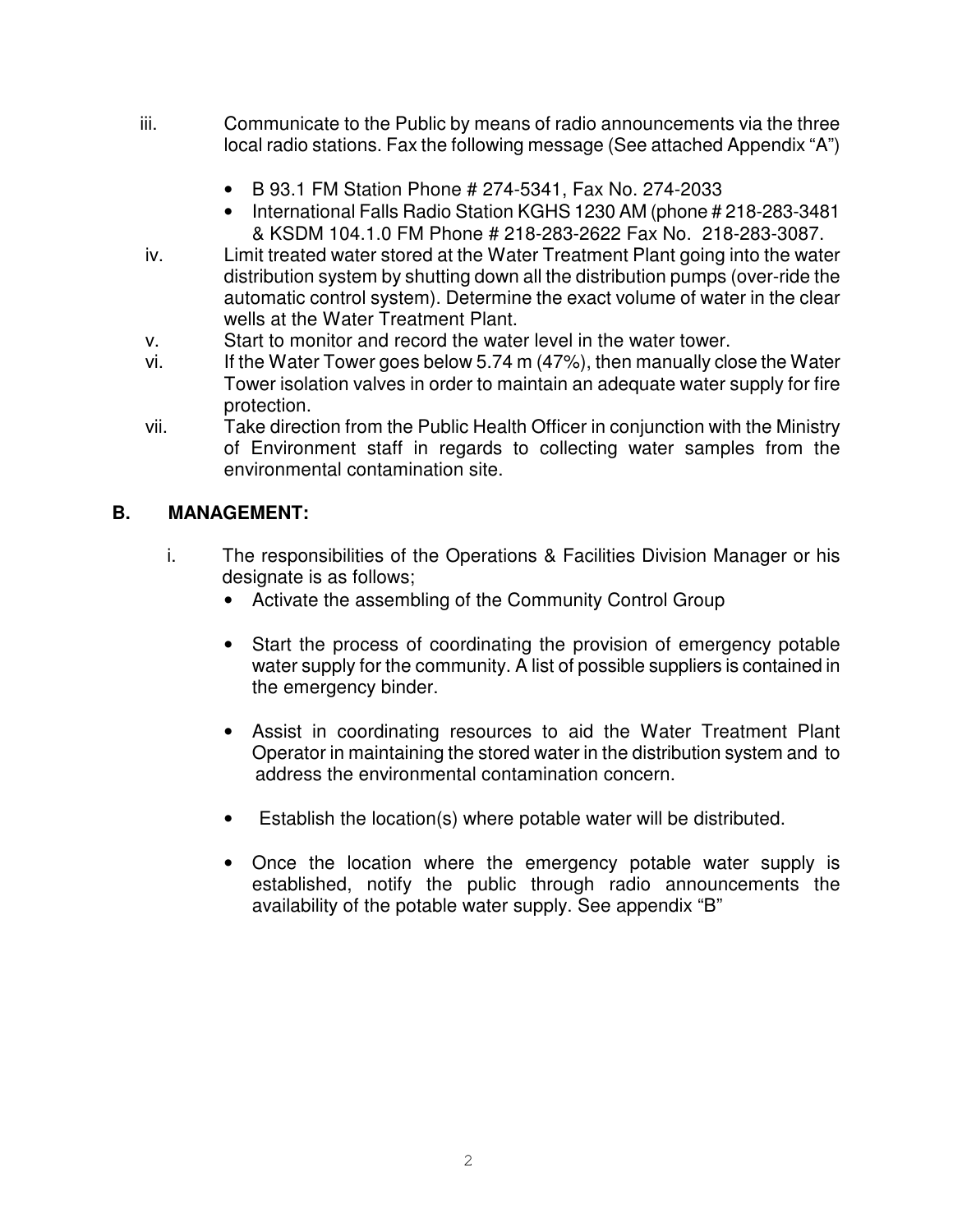iii. Communicate to the Public by means of radio announcements via the three local radio stations. Fax the following message (See attached Appendix "A")

   - B 93.1 FM Station Phone # 274-5341, Fax No. 274-2033
   - International Falls Radio Station KGHS 1230 AM (phone # 218-283-3481 & KSDM 104.1.0 FM Phone # 218-283-2622 Fax No. 218-283-3087.

iv. Limit treated water stored at the Water Treatment Plant going into the water distribution system by shutting down all the distribution pumps (over-ride the automatic control system). Determine the exact volume of water in the clear wells at the Water Treatment Plant.

v. Start to monitor and record the water level in the water tower.

vi. If the Water Tower goes below 5.74 m (47%), then manually close the Water Tower isolation valves in order to maintain an adequate water supply for fire protection.

vii. Take direction from the Public Health Officer in conjunction with the Ministry of Environment staff in regards to collecting water samples from the environmental contamination site.

## B. MANAGEMENT:

i. The responsibilities of the Operations & Facilities Division Manager or his designate is as follows;

   - Activate the assembling of the Community Control Group
   - Start the process of coordinating the provision of emergency potable water supply for the community. A list of possible suppliers is contained in the emergency binder.
   - Assist in coordinating resources to aid the Water Treatment Plant Operator in maintaining the stored water in the distribution system and to address the environmental contamination concern.
   - Establish the location(s) where potable water will be distributed.
   - Once the location where the emergency potable water supply is established, notify the public through radio announcements the availability of the potable water supply. See appendix "B"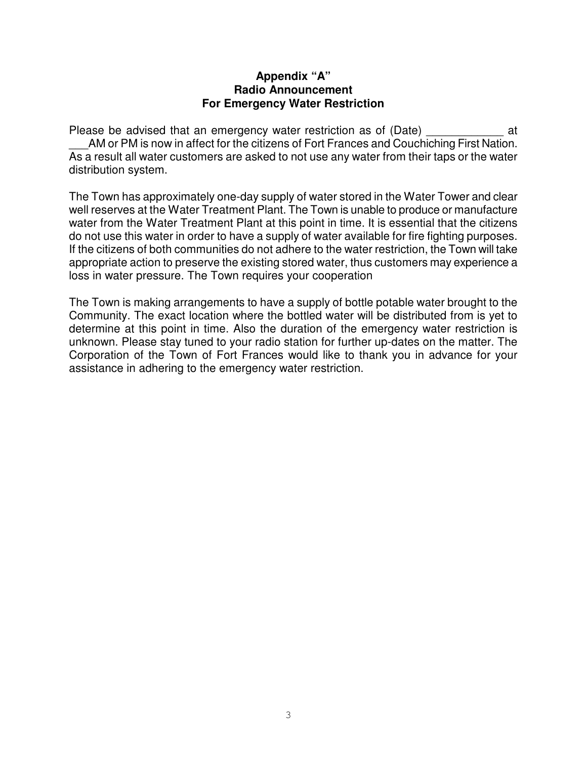**Appendix "A"**
**Radio Announcement**
**For Emergency Water Restriction**

Please be advised that an emergency water restriction as of (Date) ____________ at ___AM or PM is now in affect for the citizens of Fort Frances and Couchiching First Nation. As a result all water customers are asked to not use any water from their taps or the water distribution system.

The Town has approximately one-day supply of water stored in the Water Tower and clear well reserves at the Water Treatment Plant. The Town is unable to produce or manufacture water from the Water Treatment Plant at this point in time. It is essential that the citizens do not use this water in order to have a supply of water available for fire fighting purposes. If the citizens of both communities do not adhere to the water restriction, the Town will take appropriate action to preserve the existing stored water, thus customers may experience a loss in water pressure. The Town requires your cooperation

The Town is making arrangements to have a supply of bottle potable water brought to the Community. The exact location where the bottled water will be distributed from is yet to determine at this point in time. Also the duration of the emergency water restriction is unknown. Please stay tuned to your radio station for further up-dates on the matter. The Corporation of the Town of Fort Frances would like to thank you in advance for your assistance in adhering to the emergency water restriction.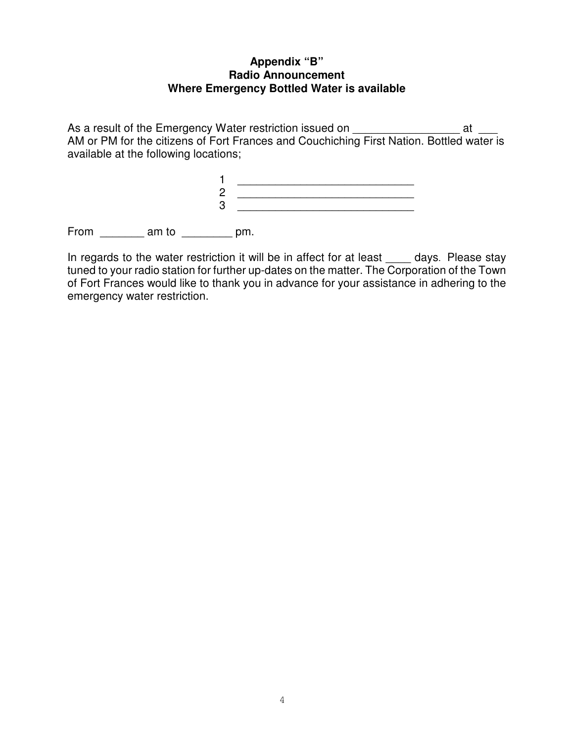**Appendix "B"**
**Radio Announcement**
**Where Emergency Bottled Water is available**

As a result of the Emergency Water restriction issued on _________________ at ___ AM or PM for the citizens of Fort Frances and Couchiching First Nation. Bottled water is available at the following locations;

1 _____________________________
2 _____________________________
3 _____________________________

From _______ am to ________ pm.

In regards to the water restriction it will be in affect for at least ____ days. Please stay tuned to your radio station for further up-dates on the matter. The Corporation of the Town of Fort Frances would like to thank you in advance for your assistance in adhering to the emergency water restriction.